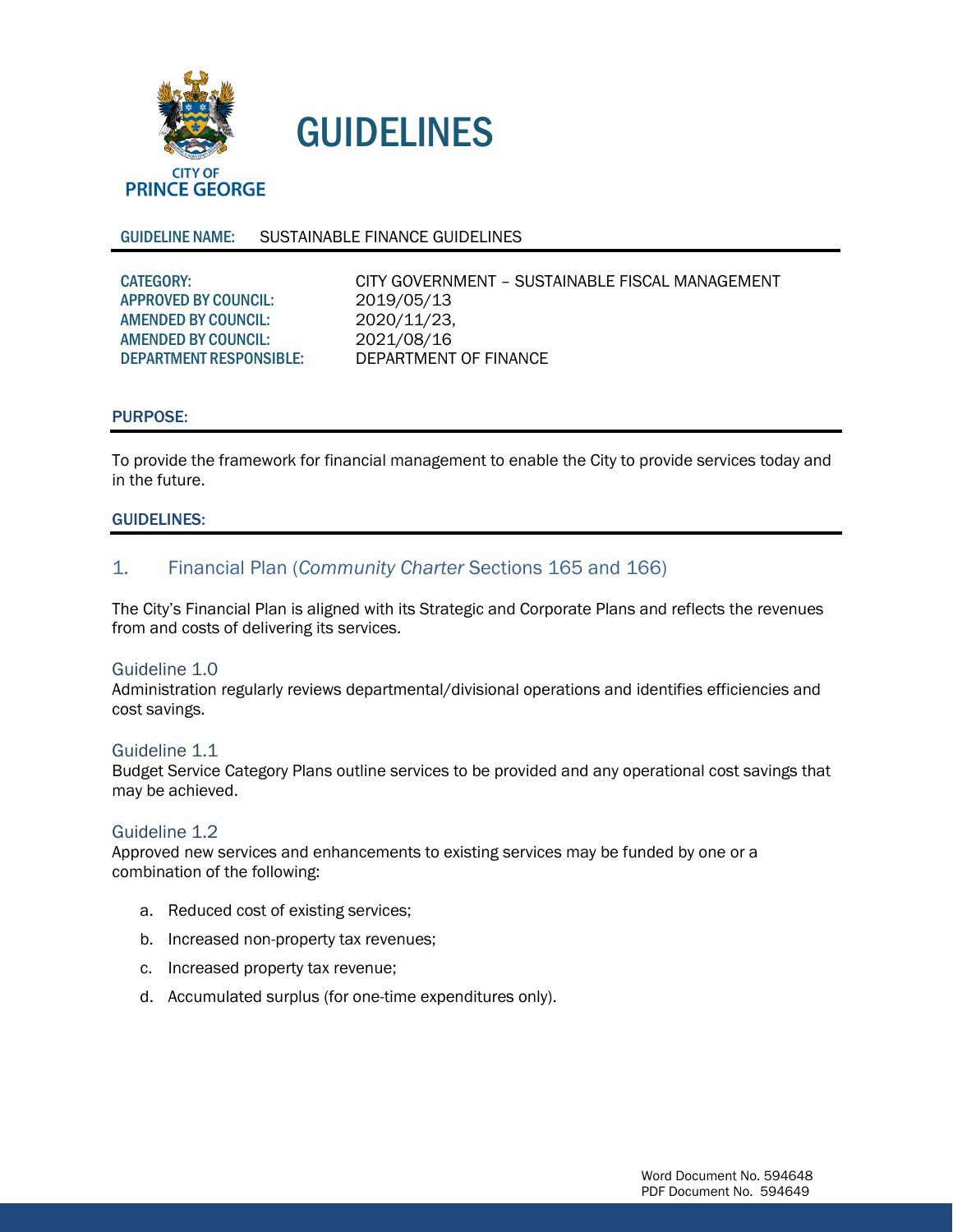CITY OF
PRINCE GEORGE

# GUIDELINES

**GUIDELINE NAME:** SUSTAINABLE FINANCE GUIDELINES

| | |
|---|---|
| **CATEGORY:** | CITY GOVERNMENT – SUSTAINABLE FISCAL MANAGEMENT |
| **APPROVED BY COUNCIL:** | 2019/05/13 |
| **AMENDED BY COUNCIL:** | 2020/11/23, |
| **AMENDED BY COUNCIL:** | 2021/08/16 |
| **DEPARTMENT RESPONSIBLE:** | DEPARTMENT OF FINANCE |

## PURPOSE:

To provide the framework for financial management to enable the City to provide services today and in the future.

## GUIDELINES:

### 1. Financial Plan (*Community Charter* Sections 165 and 166)

The City's Financial Plan is aligned with its Strategic and Corporate Plans and reflects the revenues from and costs of delivering its services.

#### Guideline 1.0

Administration regularly reviews departmental/divisional operations and identifies efficiencies and cost savings.

#### Guideline 1.1

Budget Service Category Plans outline services to be provided and any operational cost savings that may be achieved.

#### Guideline 1.2

Approved new services and enhancements to existing services may be funded by one or a combination of the following:

a. Reduced cost of existing services;

b. Increased non-property tax revenues;

c. Increased property tax revenue;

d. Accumulated surplus (for one-time expenditures only).

Word Document No. 594648
PDF Document No. 594649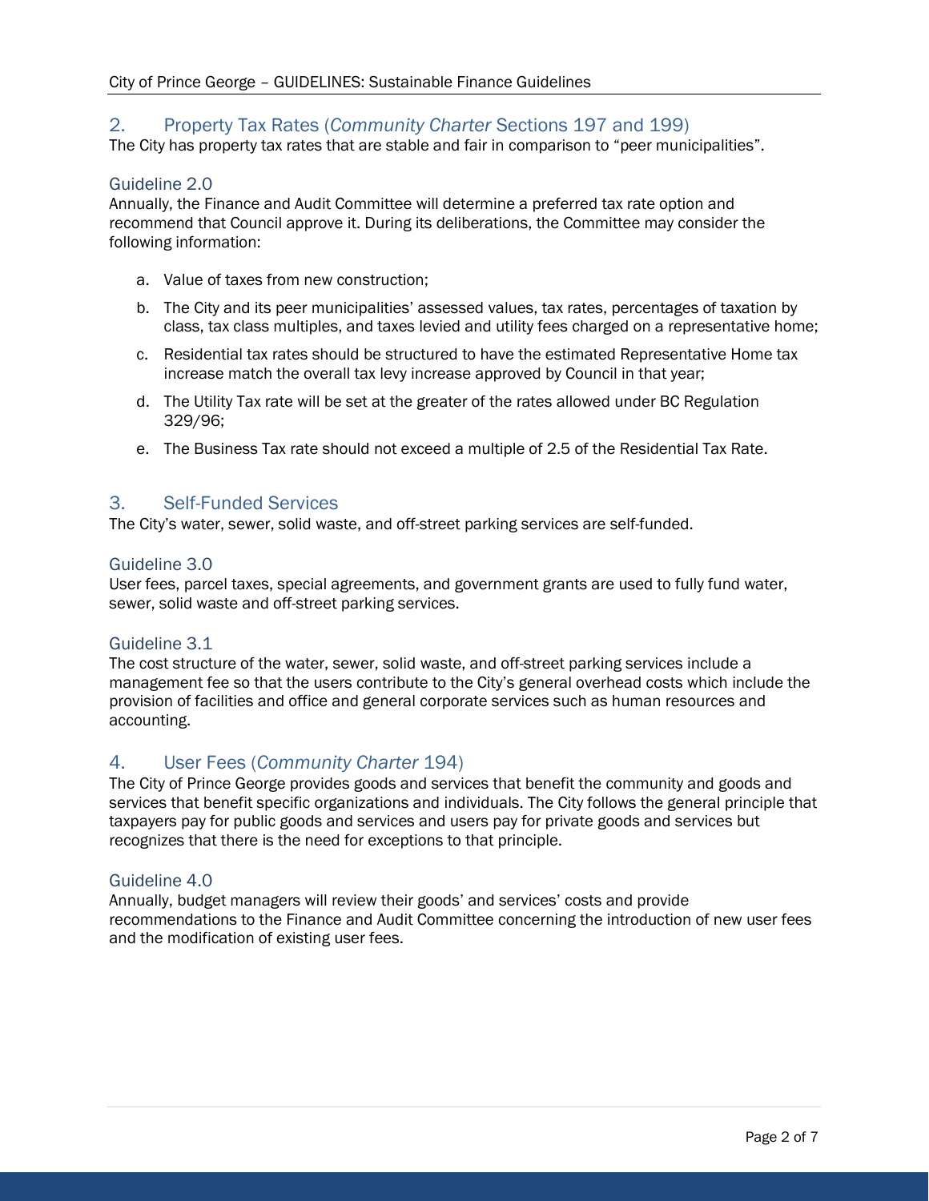## 2. Property Tax Rates (*Community Charter* Sections 197 and 199)

The City has property tax rates that are stable and fair in comparison to "peer municipalities".

### Guideline 2.0

Annually, the Finance and Audit Committee will determine a preferred tax rate option and recommend that Council approve it. During its deliberations, the Committee may consider the following information:

a. Value of taxes from new construction;

b. The City and its peer municipalities' assessed values, tax rates, percentages of taxation by class, tax class multiples, and taxes levied and utility fees charged on a representative home;

c. Residential tax rates should be structured to have the estimated Representative Home tax increase match the overall tax levy increase approved by Council in that year;

d. The Utility Tax rate will be set at the greater of the rates allowed under BC Regulation 329/96;

e. The Business Tax rate should not exceed a multiple of 2.5 of the Residential Tax Rate.

## 3. Self-Funded Services

The City's water, sewer, solid waste, and off-street parking services are self-funded.

### Guideline 3.0

User fees, parcel taxes, special agreements, and government grants are used to fully fund water, sewer, solid waste and off-street parking services.

### Guideline 3.1

The cost structure of the water, sewer, solid waste, and off-street parking services include a management fee so that the users contribute to the City's general overhead costs which include the provision of facilities and office and general corporate services such as human resources and accounting.

## 4. User Fees (*Community Charter* 194)

The City of Prince George provides goods and services that benefit the community and goods and services that benefit specific organizations and individuals. The City follows the general principle that taxpayers pay for public goods and services and users pay for private goods and services but recognizes that there is the need for exceptions to that principle.

### Guideline 4.0

Annually, budget managers will review their goods' and services' costs and provide recommendations to the Finance and Audit Committee concerning the introduction of new user fees and the modification of existing user fees.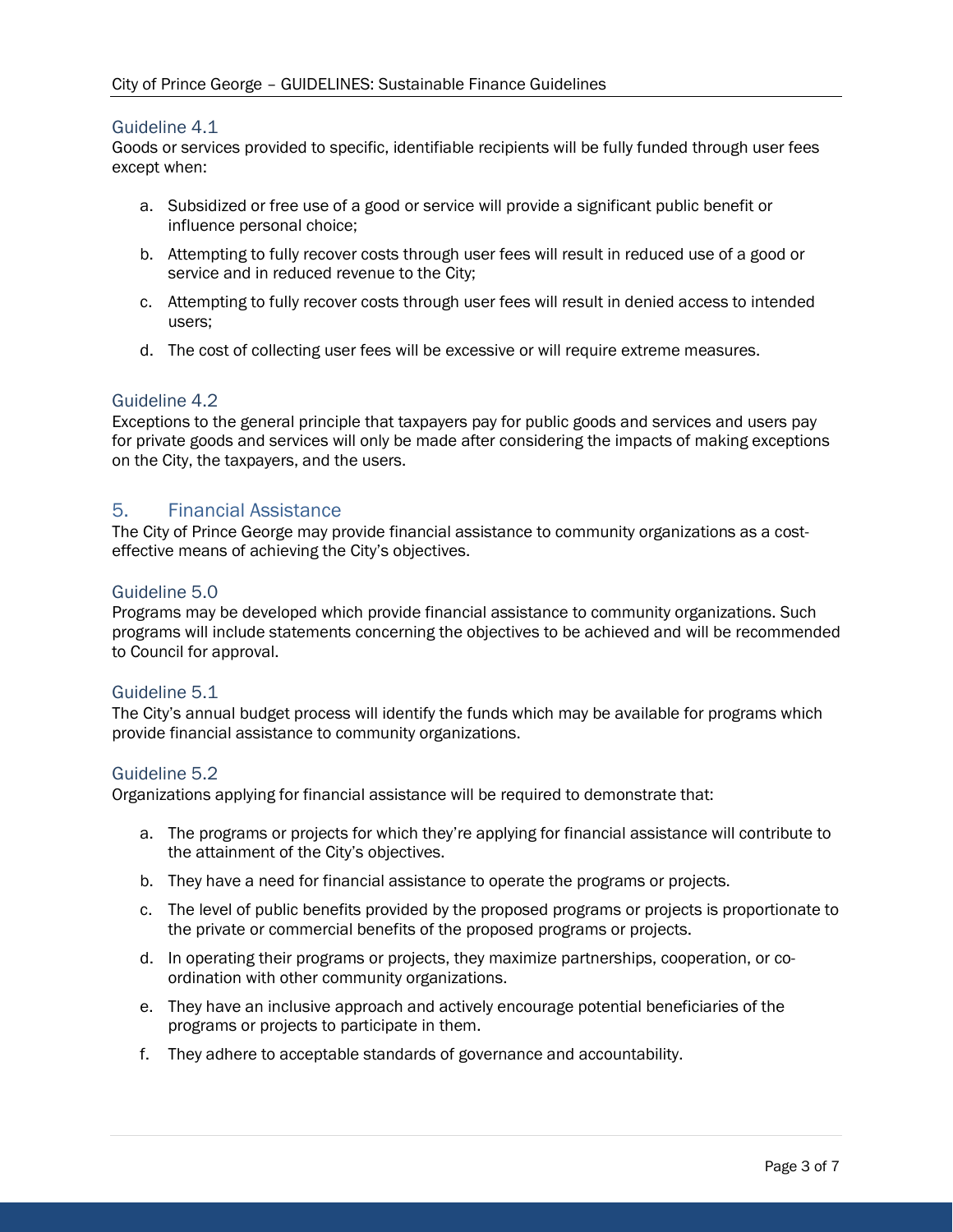### Guideline 4.1

Goods or services provided to specific, identifiable recipients will be fully funded through user fees except when:

a. Subsidized or free use of a good or service will provide a significant public benefit or influence personal choice;

b. Attempting to fully recover costs through user fees will result in reduced use of a good or service and in reduced revenue to the City;

c. Attempting to fully recover costs through user fees will result in denied access to intended users;

d. The cost of collecting user fees will be excessive or will require extreme measures.

### Guideline 4.2

Exceptions to the general principle that taxpayers pay for public goods and services and users pay for private goods and services will only be made after considering the impacts of making exceptions on the City, the taxpayers, and the users.

## 5. Financial Assistance

The City of Prince George may provide financial assistance to community organizations as a cost-effective means of achieving the City's objectives.

### Guideline 5.0

Programs may be developed which provide financial assistance to community organizations. Such programs will include statements concerning the objectives to be achieved and will be recommended to Council for approval.

### Guideline 5.1

The City's annual budget process will identify the funds which may be available for programs which provide financial assistance to community organizations.

### Guideline 5.2

Organizations applying for financial assistance will be required to demonstrate that:

a. The programs or projects for which they're applying for financial assistance will contribute to the attainment of the City's objectives.

b. They have a need for financial assistance to operate the programs or projects.

c. The level of public benefits provided by the proposed programs or projects is proportionate to the private or commercial benefits of the proposed programs or projects.

d. In operating their programs or projects, they maximize partnerships, cooperation, or co-ordination with other community organizations.

e. They have an inclusive approach and actively encourage potential beneficiaries of the programs or projects to participate in them.

f. They adhere to acceptable standards of governance and accountability.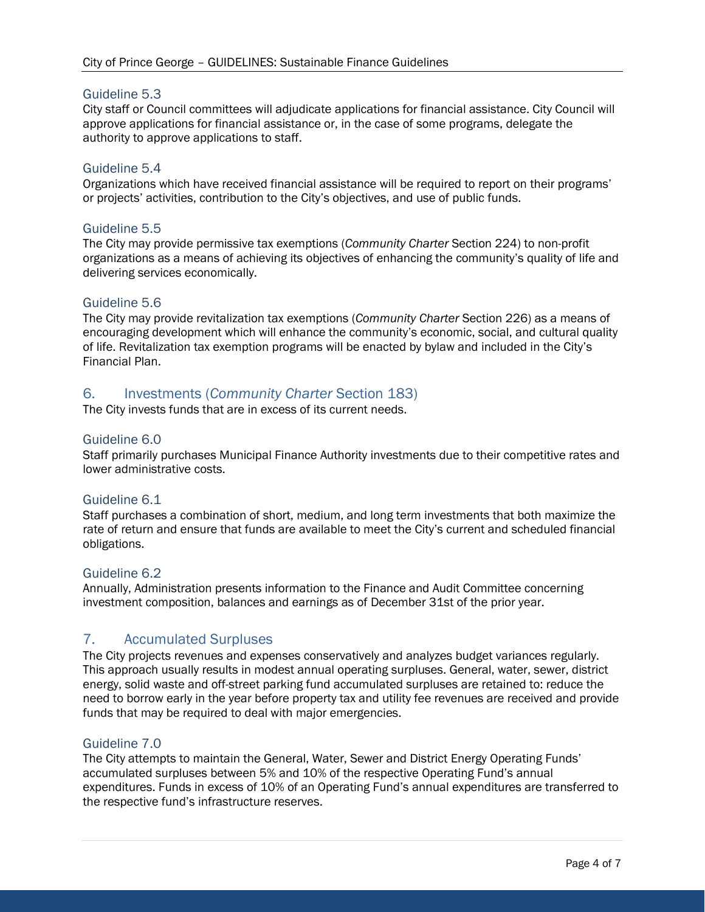### Guideline 5.3

City staff or Council committees will adjudicate applications for financial assistance. City Council will approve applications for financial assistance or, in the case of some programs, delegate the authority to approve applications to staff.

### Guideline 5.4

Organizations which have received financial assistance will be required to report on their programs' or projects' activities, contribution to the City's objectives, and use of public funds.

### Guideline 5.5

The City may provide permissive tax exemptions (*Community Charter* Section 224) to non-profit organizations as a means of achieving its objectives of enhancing the community's quality of life and delivering services economically.

### Guideline 5.6

The City may provide revitalization tax exemptions (*Community Charter* Section 226) as a means of encouraging development which will enhance the community's economic, social, and cultural quality of life. Revitalization tax exemption programs will be enacted by bylaw and included in the City's Financial Plan.

## 6. Investments (*Community Charter* Section 183)

The City invests funds that are in excess of its current needs.

### Guideline 6.0

Staff primarily purchases Municipal Finance Authority investments due to their competitive rates and lower administrative costs.

### Guideline 6.1

Staff purchases a combination of short, medium, and long term investments that both maximize the rate of return and ensure that funds are available to meet the City's current and scheduled financial obligations.

### Guideline 6.2

Annually, Administration presents information to the Finance and Audit Committee concerning investment composition, balances and earnings as of December 31st of the prior year.

## 7. Accumulated Surpluses

The City projects revenues and expenses conservatively and analyzes budget variances regularly. This approach usually results in modest annual operating surpluses. General, water, sewer, district energy, solid waste and off-street parking fund accumulated surpluses are retained to: reduce the need to borrow early in the year before property tax and utility fee revenues are received and provide funds that may be required to deal with major emergencies.

### Guideline 7.0

The City attempts to maintain the General, Water, Sewer and District Energy Operating Funds' accumulated surpluses between 5% and 10% of the respective Operating Fund's annual expenditures. Funds in excess of 10% of an Operating Fund's annual expenditures are transferred to the respective fund's infrastructure reserves.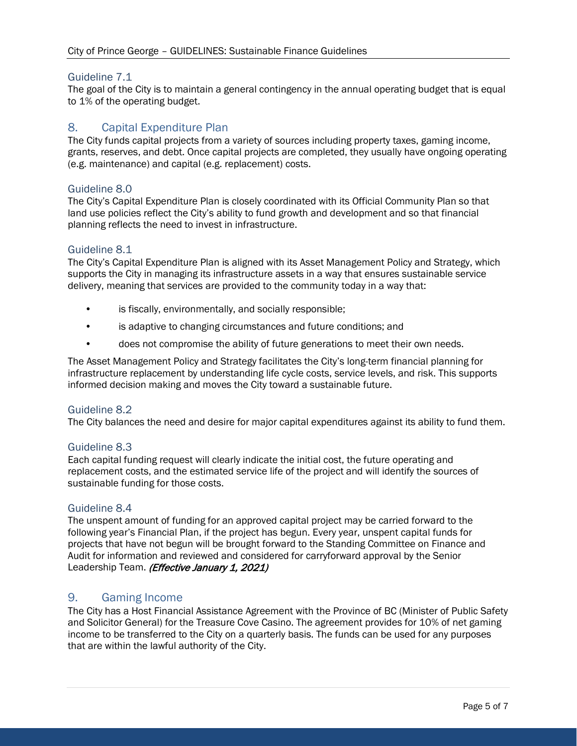### Guideline 7.1

The goal of the City is to maintain a general contingency in the annual operating budget that is equal to 1% of the operating budget.

## 8. Capital Expenditure Plan

The City funds capital projects from a variety of sources including property taxes, gaming income, grants, reserves, and debt. Once capital projects are completed, they usually have ongoing operating (e.g. maintenance) and capital (e.g. replacement) costs.

### Guideline 8.0

The City's Capital Expenditure Plan is closely coordinated with its Official Community Plan so that land use policies reflect the City's ability to fund growth and development and so that financial planning reflects the need to invest in infrastructure.

### Guideline 8.1

The City's Capital Expenditure Plan is aligned with its Asset Management Policy and Strategy, which supports the City in managing its infrastructure assets in a way that ensures sustainable service delivery, meaning that services are provided to the community today in a way that:

- is fiscally, environmentally, and socially responsible;
- is adaptive to changing circumstances and future conditions; and
- does not compromise the ability of future generations to meet their own needs.

The Asset Management Policy and Strategy facilitates the City's long-term financial planning for infrastructure replacement by understanding life cycle costs, service levels, and risk. This supports informed decision making and moves the City toward a sustainable future.

### Guideline 8.2

The City balances the need and desire for major capital expenditures against its ability to fund them.

### Guideline 8.3

Each capital funding request will clearly indicate the initial cost, the future operating and replacement costs, and the estimated service life of the project and will identify the sources of sustainable funding for those costs.

### Guideline 8.4

The unspent amount of funding for an approved capital project may be carried forward to the following year's Financial Plan, if the project has begun. Every year, unspent capital funds for projects that have not begun will be brought forward to the Standing Committee on Finance and Audit for information and reviewed and considered for carryforward approval by the Senior Leadership Team. ***(Effective January 1, 2021)***

## 9. Gaming Income

The City has a Host Financial Assistance Agreement with the Province of BC (Minister of Public Safety and Solicitor General) for the Treasure Cove Casino. The agreement provides for 10% of net gaming income to be transferred to the City on a quarterly basis. The funds can be used for any purposes that are within the lawful authority of the City.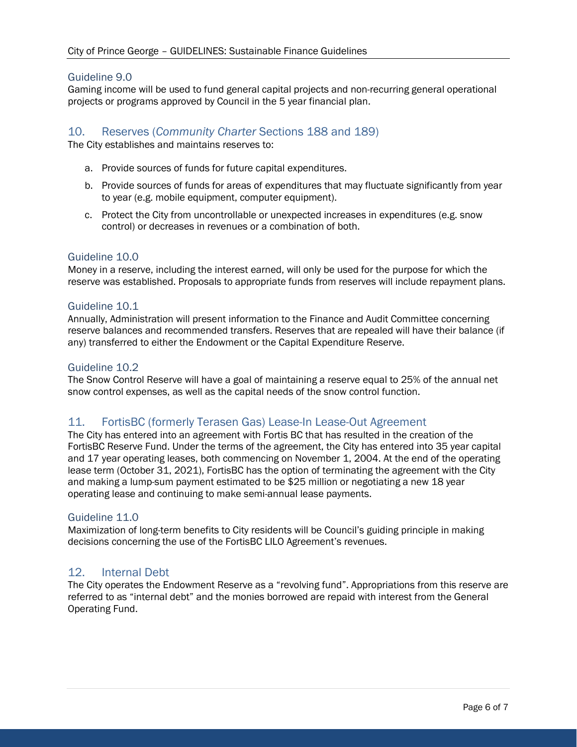### Guideline 9.0

Gaming income will be used to fund general capital projects and non-recurring general operational projects or programs approved by Council in the 5 year financial plan.

## 10. Reserves (*Community Charter* Sections 188 and 189)

The City establishes and maintains reserves to:

a. Provide sources of funds for future capital expenditures.

b. Provide sources of funds for areas of expenditures that may fluctuate significantly from year to year (e.g. mobile equipment, computer equipment).

c. Protect the City from uncontrollable or unexpected increases in expenditures (e.g. snow control) or decreases in revenues or a combination of both.

### Guideline 10.0

Money in a reserve, including the interest earned, will only be used for the purpose for which the reserve was established. Proposals to appropriate funds from reserves will include repayment plans.

### Guideline 10.1

Annually, Administration will present information to the Finance and Audit Committee concerning reserve balances and recommended transfers. Reserves that are repealed will have their balance (if any) transferred to either the Endowment or the Capital Expenditure Reserve.

### Guideline 10.2

The Snow Control Reserve will have a goal of maintaining a reserve equal to 25% of the annual net snow control expenses, as well as the capital needs of the snow control function.

## 11. FortisBC (formerly Terasen Gas) Lease-In Lease-Out Agreement

The City has entered into an agreement with Fortis BC that has resulted in the creation of the FortisBC Reserve Fund. Under the terms of the agreement, the City has entered into 35 year capital and 17 year operating leases, both commencing on November 1, 2004. At the end of the operating lease term (October 31, 2021), FortisBC has the option of terminating the agreement with the City and making a lump-sum payment estimated to be $25 million or negotiating a new 18 year operating lease and continuing to make semi-annual lease payments.

### Guideline 11.0

Maximization of long-term benefits to City residents will be Council's guiding principle in making decisions concerning the use of the FortisBC LILO Agreement's revenues.

## 12. Internal Debt

The City operates the Endowment Reserve as a "revolving fund". Appropriations from this reserve are referred to as "internal debt" and the monies borrowed are repaid with interest from the General Operating Fund.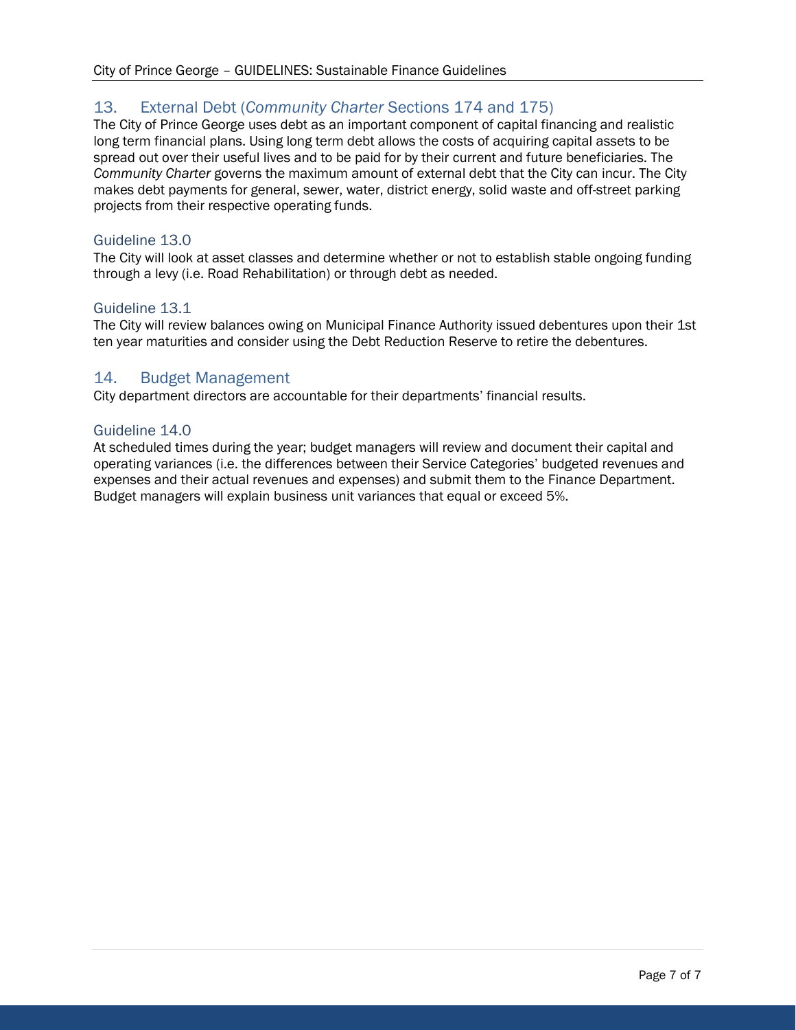## 13. External Debt (*Community Charter* Sections 174 and 175)

The City of Prince George uses debt as an important component of capital financing and realistic long term financial plans. Using long term debt allows the costs of acquiring capital assets to be spread out over their useful lives and to be paid for by their current and future beneficiaries. The *Community Charter* governs the maximum amount of external debt that the City can incur. The City makes debt payments for general, sewer, water, district energy, solid waste and off-street parking projects from their respective operating funds.

### Guideline 13.0

The City will look at asset classes and determine whether or not to establish stable ongoing funding through a levy (i.e. Road Rehabilitation) or through debt as needed.

### Guideline 13.1

The City will review balances owing on Municipal Finance Authority issued debentures upon their 1st ten year maturities and consider using the Debt Reduction Reserve to retire the debentures.

## 14. Budget Management

City department directors are accountable for their departments' financial results.

### Guideline 14.0

At scheduled times during the year; budget managers will review and document their capital and operating variances (i.e. the differences between their Service Categories' budgeted revenues and expenses and their actual revenues and expenses) and submit them to the Finance Department. Budget managers will explain business unit variances that equal or exceed 5%.